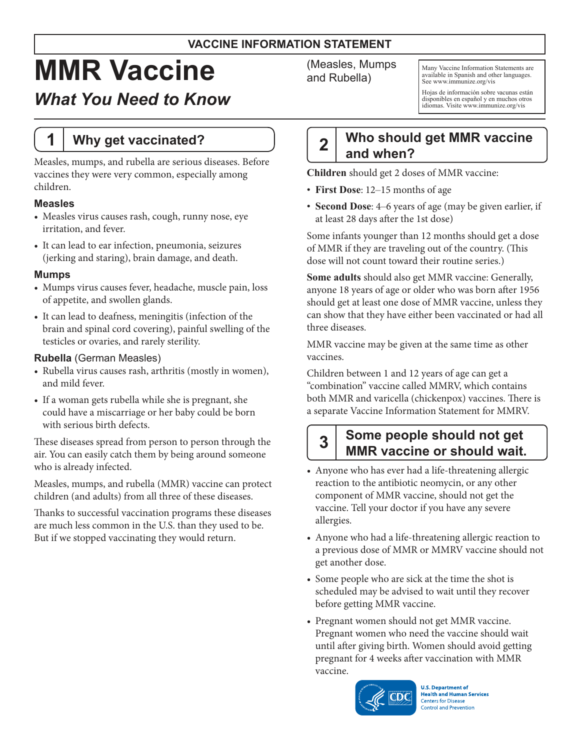VACCINE INFORMATION STATEMENT

# MMR Vaccine

## *What You Need to Know*

(Measles, Mumps and Rubella)

Many Vaccine Information Statements are available in Spanish and other languages. See www.immunize.org/vis

Hojas de información sobre vacunas están disponibles en español y en muchos otros idiomas. Visite www.immunize.org/vis

## 1 Why get vaccinated?

Measles, mumps, and rubella are serious diseases. Before vaccines they were very common, especially among children.

### Measles

- Measles virus causes rash, cough, runny nose, eye irritation, and fever.
- It can lead to ear infection, pneumonia, seizures (jerking and staring), brain damage, and death.

### Mumps

- Mumps virus causes fever, headache, muscle pain, loss of appetite, and swollen glands.
- It can lead to deafness, meningitis (infection of the brain and spinal cord covering), painful swelling of the testicles or ovaries, and rarely sterility.

### Rubella (German Measles)

- Rubella virus causes rash, arthritis (mostly in women), and mild fever.
- If a woman gets rubella while she is pregnant, she could have a miscarriage or her baby could be born with serious birth defects.

These diseases spread from person to person through the air. You can easily catch them by being around someone who is already infected.

Measles, mumps, and rubella (MMR) vaccine can protect children (and adults) from all three of these diseases.

Thanks to successful vaccination programs these diseases are much less common in the U.S. than they used to be. But if we stopped vaccinating they would return.

## 2 Who should get MMR vaccine and when?

**Children** should get 2 doses of MMR vaccine:

- **First Dose**: 12–15 months of age
- **Second Dose**: 4–6 years of age (may be given earlier, if at least 28 days after the 1st dose)

Some infants younger than 12 months should get a dose of MMR if they are traveling out of the country. (This dose will not count toward their routine series.)

**Some adults** should also get MMR vaccine: Generally, anyone 18 years of age or older who was born after 1956 should get at least one dose of MMR vaccine, unless they can show that they have either been vaccinated or had all three diseases.

MMR vaccine may be given at the same time as other vaccines.

Children between 1 and 12 years of age can get a "combination" vaccine called MMRV, which contains both MMR and varicella (chickenpox) vaccines. There is a separate Vaccine Information Statement for MMRV.

## 3 Some people should not get MMR vaccine or should wait.

- Anyone who has ever had a life-threatening allergic reaction to the antibiotic neomycin, or any other component of MMR vaccine, should not get the vaccine. Tell your doctor if you have any severe allergies.
- Anyone who had a life-threatening allergic reaction to a previous dose of MMR or MMRV vaccine should not get another dose.
- Some people who are sick at the time the shot is scheduled may be advised to wait until they recover before getting MMR vaccine.
- Pregnant women should not get MMR vaccine. Pregnant women who need the vaccine should wait until after giving birth. Women should avoid getting pregnant for 4 weeks after vaccination with MMR vaccine.

U.S. Department of Health and Human Services
Centers for Disease Control and Prevention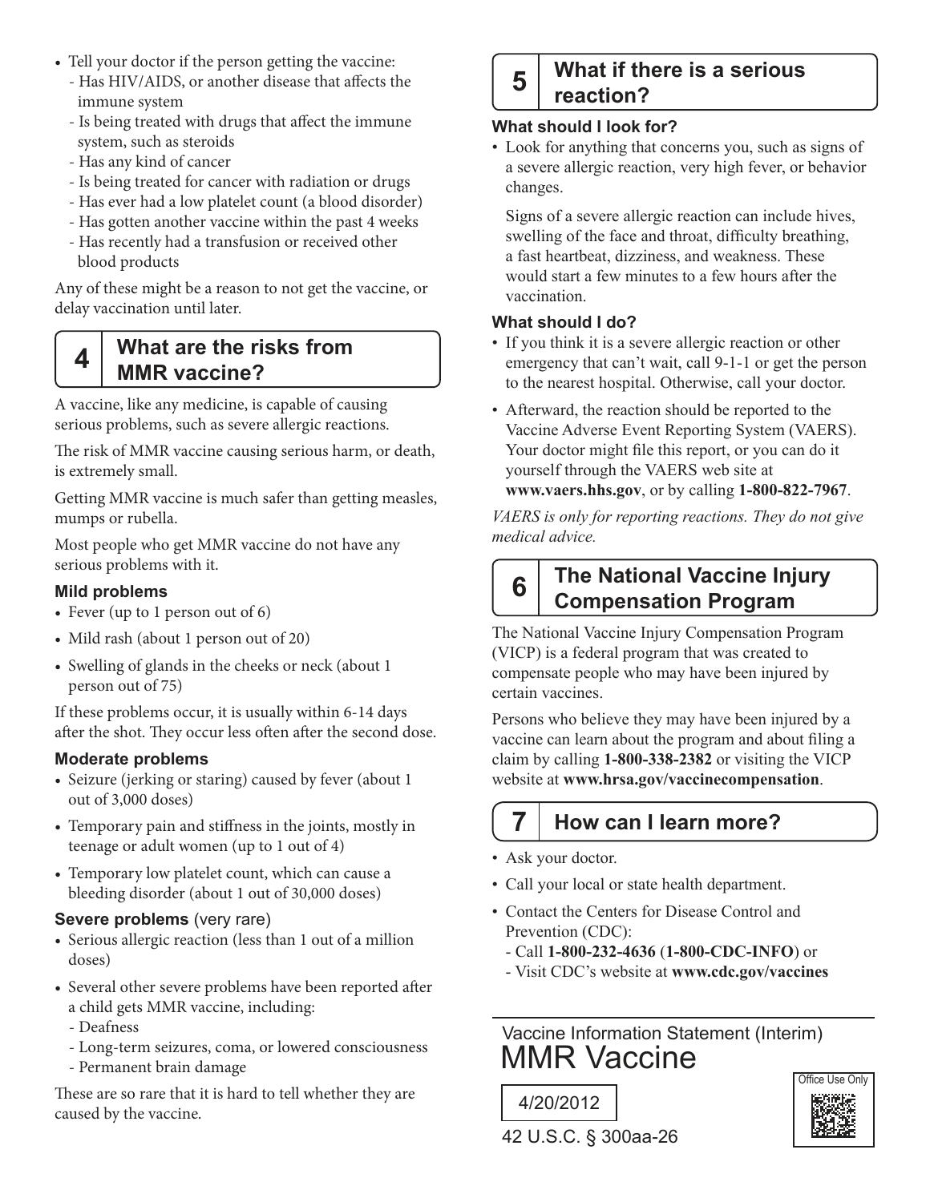- Tell your doctor if the person getting the vaccine:
  - Has HIV/AIDS, or another disease that affects the immune system
  - Is being treated with drugs that affect the immune system, such as steroids
  - Has any kind of cancer
  - Is being treated for cancer with radiation or drugs
  - Has ever had a low platelet count (a blood disorder)
  - Has gotten another vaccine within the past 4 weeks
  - Has recently had a transfusion or received other blood products

Any of these might be a reason to not get the vaccine, or delay vaccination until later.

## 4 What are the risks from MMR vaccine?

A vaccine, like any medicine, is capable of causing serious problems, such as severe allergic reactions.

The risk of MMR vaccine causing serious harm, or death, is extremely small.

Getting MMR vaccine is much safer than getting measles, mumps or rubella.

Most people who get MMR vaccine do not have any serious problems with it.

### Mild problems

- Fever (up to 1 person out of 6)
- Mild rash (about 1 person out of 20)
- Swelling of glands in the cheeks or neck (about 1 person out of 75)

If these problems occur, it is usually within 6-14 days after the shot. They occur less often after the second dose.

### Moderate problems

- Seizure (jerking or staring) caused by fever (about 1 out of 3,000 doses)
- Temporary pain and stiffness in the joints, mostly in teenage or adult women (up to 1 out of 4)
- Temporary low platelet count, which can cause a bleeding disorder (about 1 out of 30,000 doses)

### Severe problems (very rare)

- Serious allergic reaction (less than 1 out of a million doses)
- Several other severe problems have been reported after a child gets MMR vaccine, including:
  - Deafness
  - Long-term seizures, coma, or lowered consciousness
  - Permanent brain damage

These are so rare that it is hard to tell whether they are caused by the vaccine.

## 5 What if there is a serious reaction?

### What should I look for?

- Look for anything that concerns you, such as signs of a severe allergic reaction, very high fever, or behavior changes.

  Signs of a severe allergic reaction can include hives, swelling of the face and throat, difficulty breathing, a fast heartbeat, dizziness, and weakness. These would start a few minutes to a few hours after the vaccination.

### What should I do?

- If you think it is a severe allergic reaction or other emergency that can't wait, call 9-1-1 or get the person to the nearest hospital. Otherwise, call your doctor.
- Afterward, the reaction should be reported to the Vaccine Adverse Event Reporting System (VAERS). Your doctor might file this report, or you can do it yourself through the VAERS web site at **www.vaers.hhs.gov**, or by calling **1-800-822-7967**.

*VAERS is only for reporting reactions. They do not give medical advice.*

## 6 The National Vaccine Injury Compensation Program

The National Vaccine Injury Compensation Program (VICP) is a federal program that was created to compensate people who may have been injured by certain vaccines.

Persons who believe they may have been injured by a vaccine can learn about the program and about filing a claim by calling **1-800-338-2382** or visiting the VICP website at **www.hrsa.gov/vaccinecompensation**.

## 7 How can I learn more?

- Ask your doctor.
- Call your local or state health department.
- Contact the Centers for Disease Control and Prevention (CDC):
  - Call **1-800-232-4636** (**1-800-CDC-INFO**) or
  - Visit CDC's website at **www.cdc.gov/vaccines**

Vaccine Information Statement (Interim)

MMR Vaccine

4/20/2012

42 U.S.C. § 300aa-26

Office Use Only